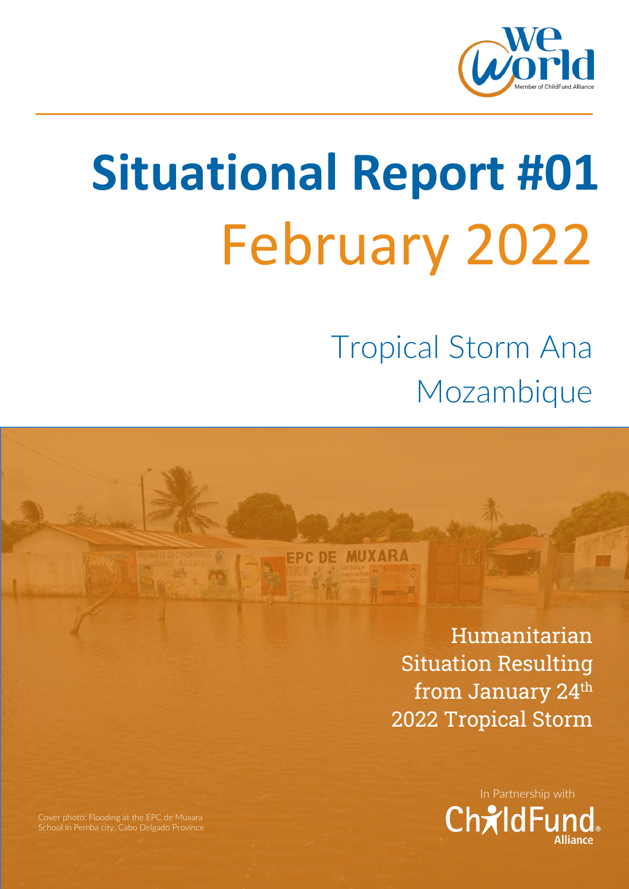# Situational Report #01

## February 2022

### Tropical Storm Ana
### Mozambique

Humanitarian Situation Resulting from January 24th 2022 Tropical Storm

In Partnership with ChildFund Alliance

Cover photo: Flooding at the EPC de Muxara School in Pemba city, Cabo Delgado Province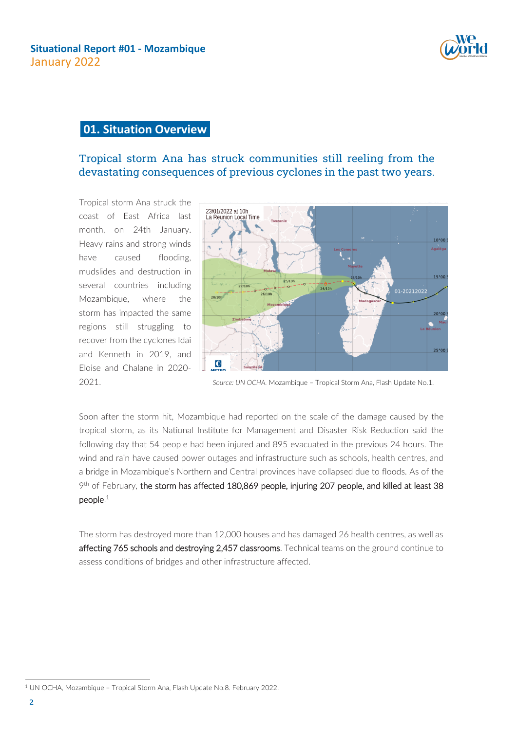## 01. Situation Overview

### Tropical storm Ana has struck communities still reeling from the devastating consequences of previous cyclones in the past two years.

Tropical storm Ana struck the coast of East Africa last month, on 24th January. Heavy rains and strong winds have caused flooding, mudslides and destruction in several countries including Mozambique, where the storm has impacted the same regions still struggling to recover from the cyclones Idai and Kenneth in 2019, and Eloise and Chalane in 2020-2021.

*Source: UN OCHA.* Mozambique – Tropical Storm Ana, Flash Update No.1.

Soon after the storm hit, Mozambique had reported on the scale of the damage caused by the tropical storm, as its National Institute for Management and Disaster Risk Reduction said the following day that 54 people had been injured and 895 evacuated in the previous 24 hours. The wind and rain have caused power outages and infrastructure such as schools, health centres, and a bridge in Mozambique's Northern and Central provinces have collapsed due to floods. As of the 9th of February, **the storm has affected 180,869 people, injuring 207 people, and killed at least 38 people.**[1]

The storm has destroyed more than 12,000 houses and has damaged 26 health centres, as well as **affecting 765 schools and destroying 2,457 classrooms**. Technical teams on the ground continue to assess conditions of bridges and other infrastructure affected.

[1] UN OCHA, Mozambique – Tropical Storm Ana, Flash Update No.8. February 2022.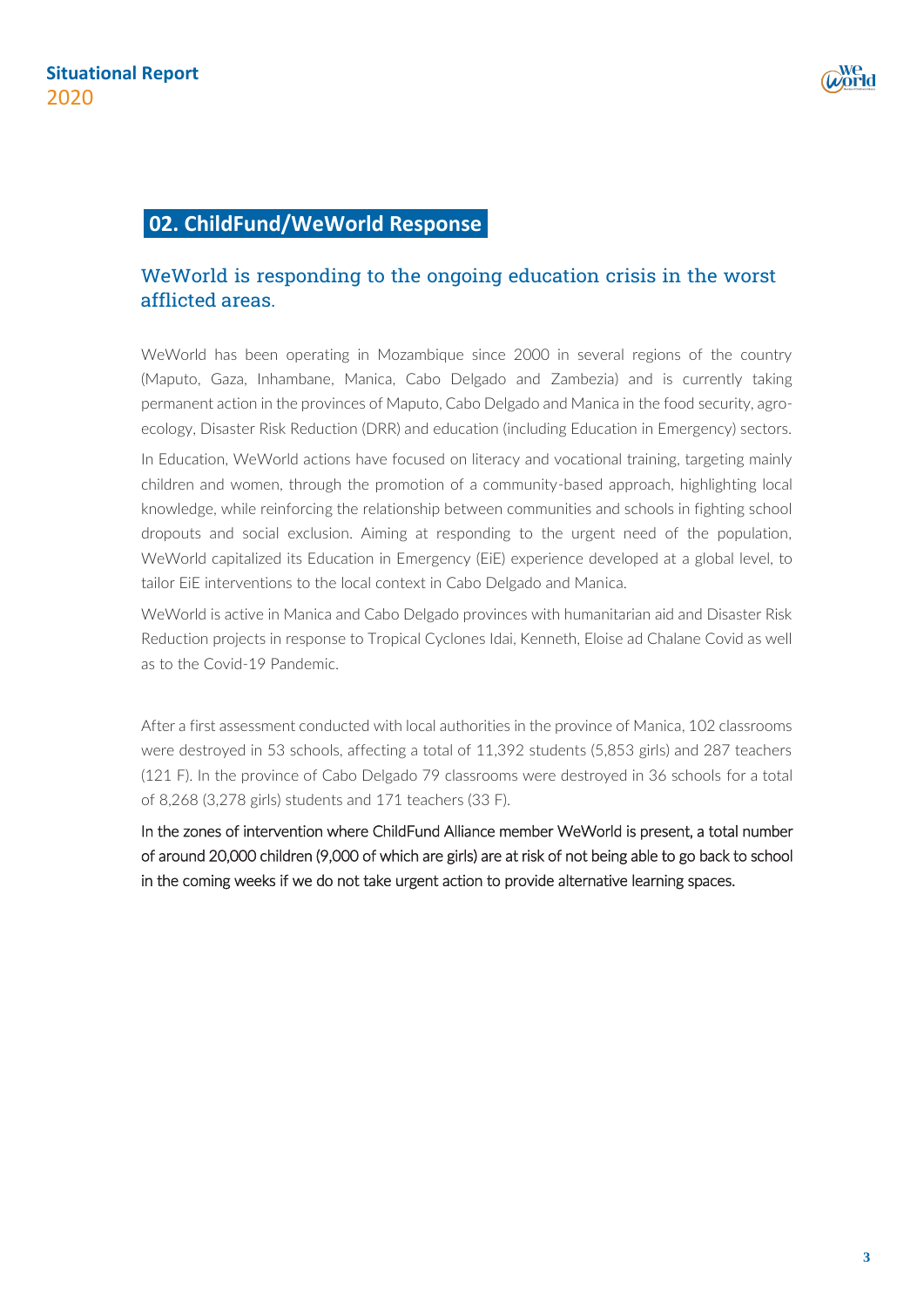## 02. ChildFund/WeWorld Response

### WeWorld is responding to the ongoing education crisis in the worst afflicted areas.

WeWorld has been operating in Mozambique since 2000 in several regions of the country (Maputo, Gaza, Inhambane, Manica, Cabo Delgado and Zambezia) and is currently taking permanent action in the provinces of Maputo, Cabo Delgado and Manica in the food security, agro-ecology, Disaster Risk Reduction (DRR) and education (including Education in Emergency) sectors.

In Education, WeWorld actions have focused on literacy and vocational training, targeting mainly children and women, through the promotion of a community-based approach, highlighting local knowledge, while reinforcing the relationship between communities and schools in fighting school dropouts and social exclusion. Aiming at responding to the urgent need of the population, WeWorld capitalized its Education in Emergency (EiE) experience developed at a global level, to tailor EiE interventions to the local context in Cabo Delgado and Manica.

WeWorld is active in Manica and Cabo Delgado provinces with humanitarian aid and Disaster Risk Reduction projects in response to Tropical Cyclones Idai, Kenneth, Eloise ad Chalane Covid as well as to the Covid-19 Pandemic.

After a first assessment conducted with local authorities in the province of Manica, 102 classrooms were destroyed in 53 schools, affecting a total of 11,392 students (5,853 girls) and 287 teachers (121 F). In the province of Cabo Delgado 79 classrooms were destroyed in 36 schools for a total of 8,268 (3,278 girls) students and 171 teachers (33 F).

In the zones of intervention where ChildFund Alliance member WeWorld is present, a total number of around 20,000 children (9,000 of which are girls) are at risk of not being able to go back to school in the coming weeks if we do not take urgent action to provide alternative learning spaces.